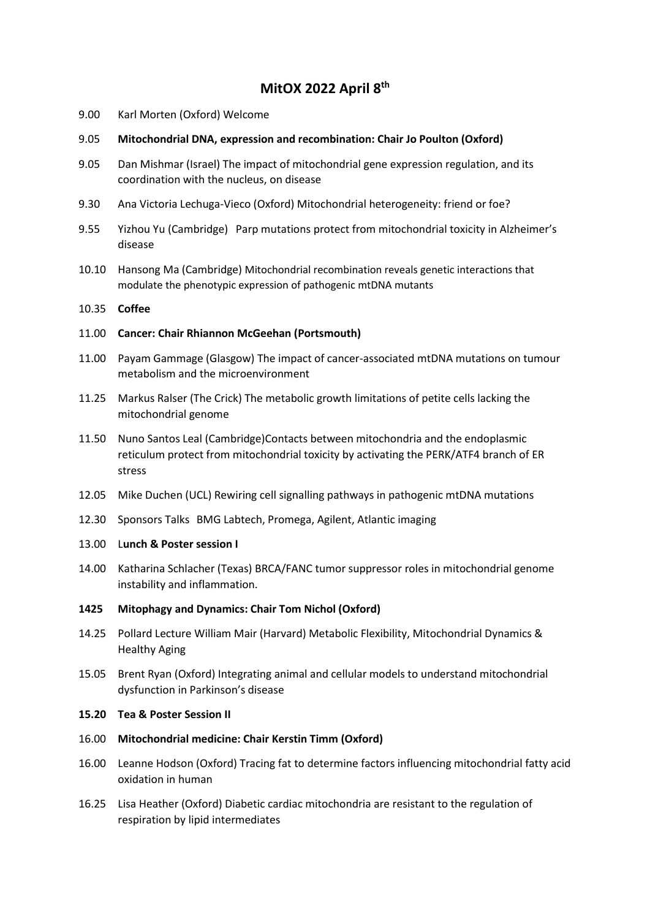# MitOX 2022 April 8th

9.00 Karl Morten (Oxford) Welcome

9.05 **Mitochondrial DNA, expression and recombination: Chair Jo Poulton (Oxford)**

9.05 Dan Mishmar (Israel) The impact of mitochondrial gene expression regulation, and its coordination with the nucleus, on disease

9.30 Ana Victoria Lechuga-Vieco (Oxford) Mitochondrial heterogeneity: friend or foe?

9.55 Yizhou Yu (Cambridge) Parp mutations protect from mitochondrial toxicity in Alzheimer's disease

10.10 Hansong Ma (Cambridge) Mitochondrial recombination reveals genetic interactions that modulate the phenotypic expression of pathogenic mtDNA mutants

10.35 **Coffee**

11.00 **Cancer: Chair Rhiannon McGeehan (Portsmouth)**

11.00 Payam Gammage (Glasgow) The impact of cancer-associated mtDNA mutations on tumour metabolism and the microenvironment

11.25 Markus Ralser (The Crick) The metabolic growth limitations of petite cells lacking the mitochondrial genome

11.50 Nuno Santos Leal (Cambridge)Contacts between mitochondria and the endoplasmic reticulum protect from mitochondrial toxicity by activating the PERK/ATF4 branch of ER stress

12.05 Mike Duchen (UCL) Rewiring cell signalling pathways in pathogenic mtDNA mutations

12.30 Sponsors Talks BMG Labtech, Promega, Agilent, Atlantic imaging

13.00 L**unch & Poster session I**

14.00 Katharina Schlacher (Texas) BRCA/FANC tumor suppressor roles in mitochondrial genome instability and inflammation.

**1425 Mitophagy and Dynamics: Chair Tom Nichol (Oxford)**

14.25 Pollard Lecture William Mair (Harvard) Metabolic Flexibility, Mitochondrial Dynamics & Healthy Aging

15.05 Brent Ryan (Oxford) Integrating animal and cellular models to understand mitochondrial dysfunction in Parkinson's disease

**15.20 Tea & Poster Session II**

16.00 **Mitochondrial medicine: Chair Kerstin Timm (Oxford)**

16.00 Leanne Hodson (Oxford) Tracing fat to determine factors influencing mitochondrial fatty acid oxidation in human

16.25 Lisa Heather (Oxford) Diabetic cardiac mitochondria are resistant to the regulation of respiration by lipid intermediates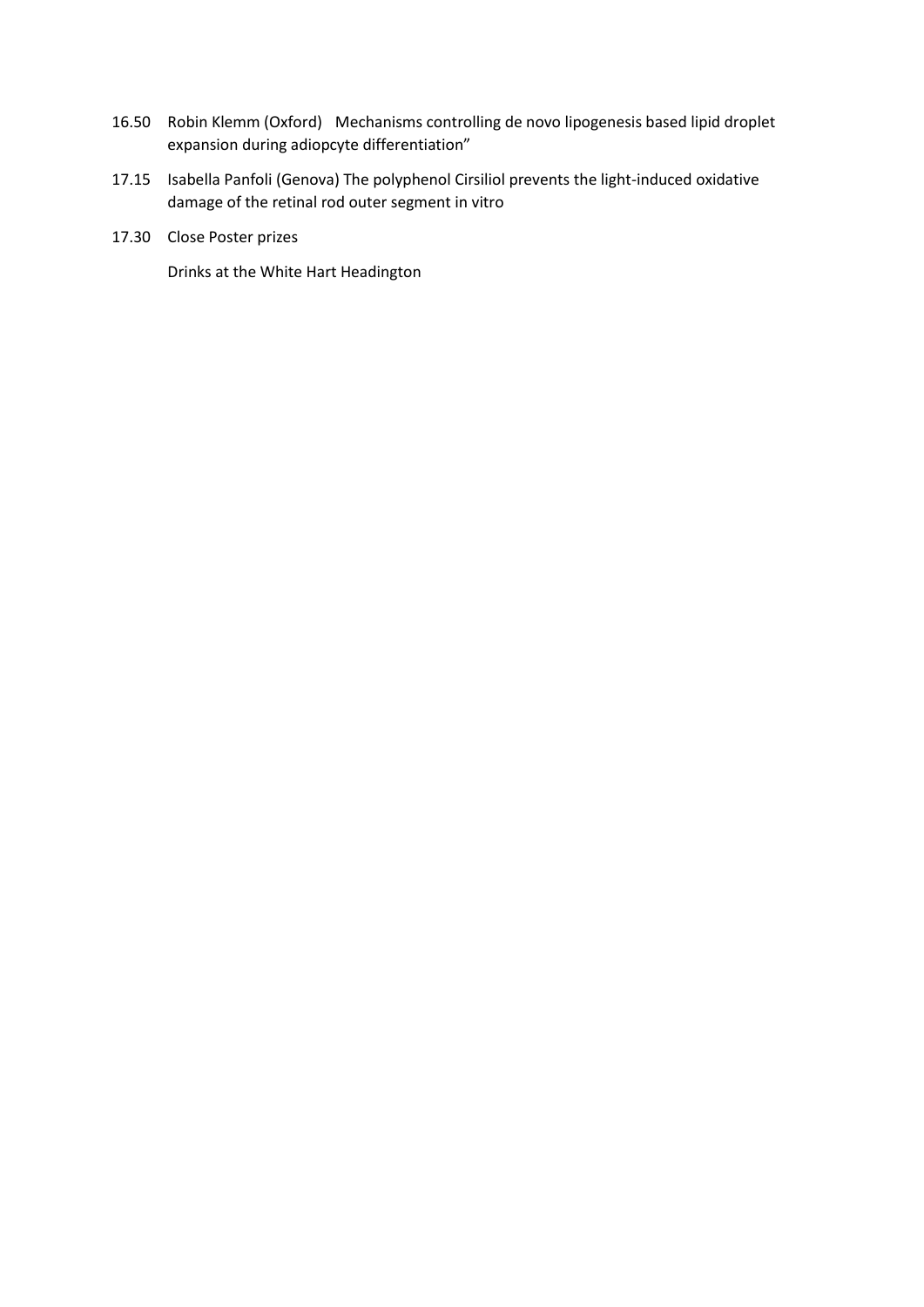16.50 Robin Klemm (Oxford) Mechanisms controlling de novo lipogenesis based lipid droplet expansion during adiopcyte differentiation"

17.15 Isabella Panfoli (Genova) The polyphenol Cirsiliol prevents the light-induced oxidative damage of the retinal rod outer segment in vitro

17.30 Close Poster prizes

Drinks at the White Hart Headington